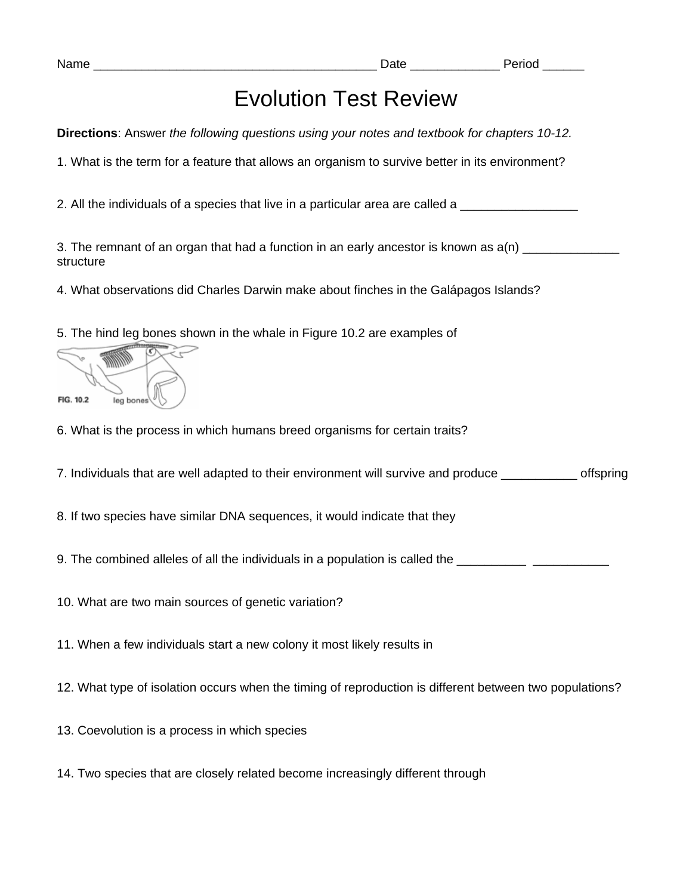Name ________________________________________ Date ____________ Period ______

# Evolution Test Review

**Directions**: Answer *the following questions using your notes and textbook for chapters 10-12.*

1. What is the term for a feature that allows an organism to survive better in its environment?

2. All the individuals of a species that live in a particular area are called a ________________

3. The remnant of an organ that had a function in an early ancestor is known as a(n) ______________ structure

4. What observations did Charles Darwin make about finches in the Galápagos Islands?

5. The hind leg bones shown in the whale in Figure 10.2 are examples of

FIG. 10.2 leg bones

6. What is the process in which humans breed organisms for certain traits?

7. Individuals that are well adapted to their environment will survive and produce ___________ offspring

8. If two species have similar DNA sequences, it would indicate that they

9. The combined alleles of all the individuals in a population is called the __________ ___________

10. What are two main sources of genetic variation?

11. When a few individuals start a new colony it most likely results in

12. What type of isolation occurs when the timing of reproduction is different between two populations?

13. Coevolution is a process in which species

14. Two species that are closely related become increasingly different through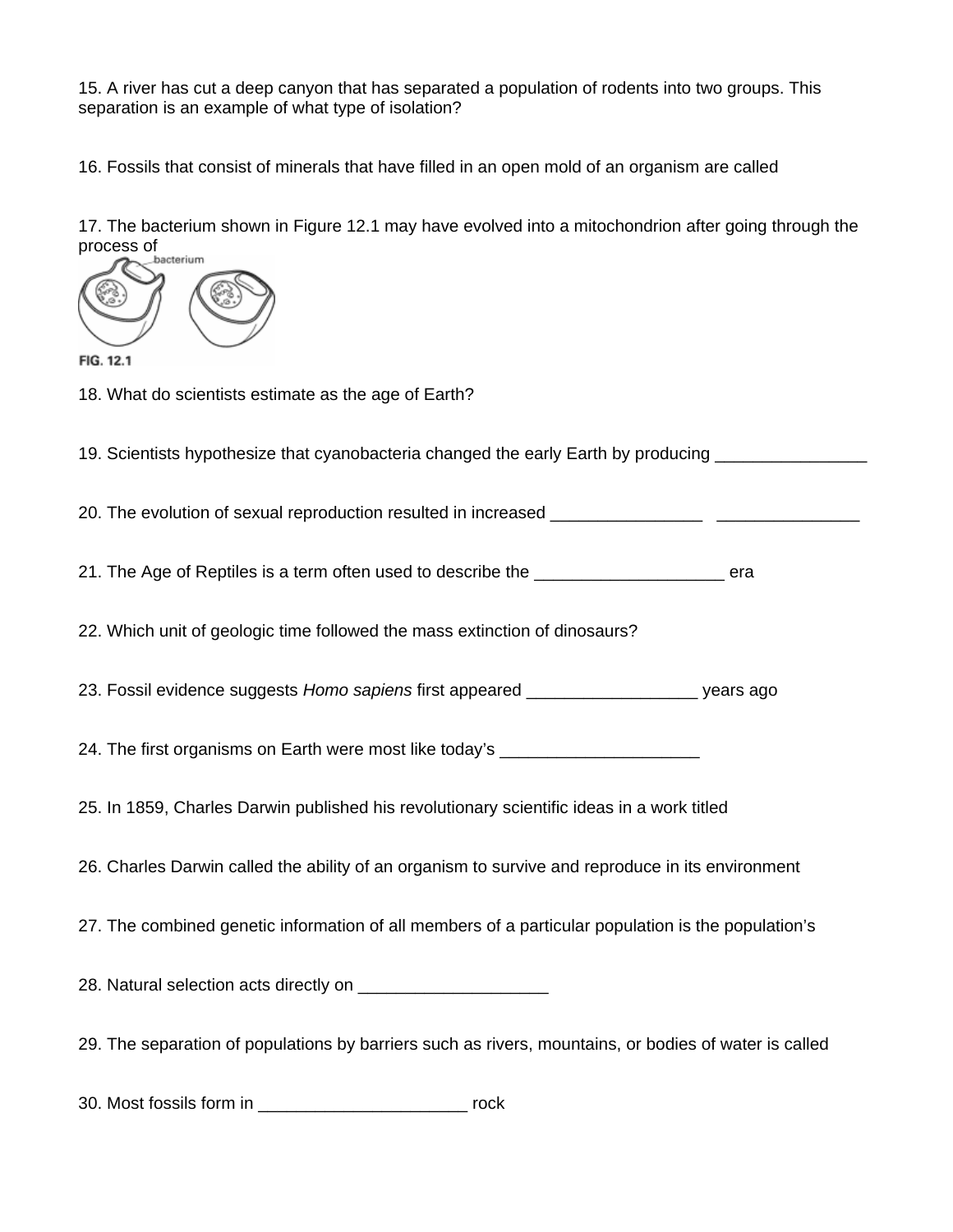15. A river has cut a deep canyon that has separated a population of rodents into two groups. This separation is an example of what type of isolation?

16. Fossils that consist of minerals that have filled in an open mold of an organism are called

17. The bacterium shown in Figure 12.1 may have evolved into a mitochondrion after going through the process of

bacterium

FIG. 12.1

18. What do scientists estimate as the age of Earth?

19. Scientists hypothesize that cyanobacteria changed the early Earth by producing ________________

20. The evolution of sexual reproduction resulted in increased ________________ _______________

21. The Age of Reptiles is a term often used to describe the ____________________ era

22. Which unit of geologic time followed the mass extinction of dinosaurs?

23. Fossil evidence suggests *Homo sapiens* first appeared __________________ years ago

24. The first organisms on Earth were most like today's _____________________

25. In 1859, Charles Darwin published his revolutionary scientific ideas in a work titled

26. Charles Darwin called the ability of an organism to survive and reproduce in its environment

27. The combined genetic information of all members of a particular population is the population's

28. Natural selection acts directly on ____________________

29. The separation of populations by barriers such as rivers, mountains, or bodies of water is called

30. Most fossils form in ______________________ rock